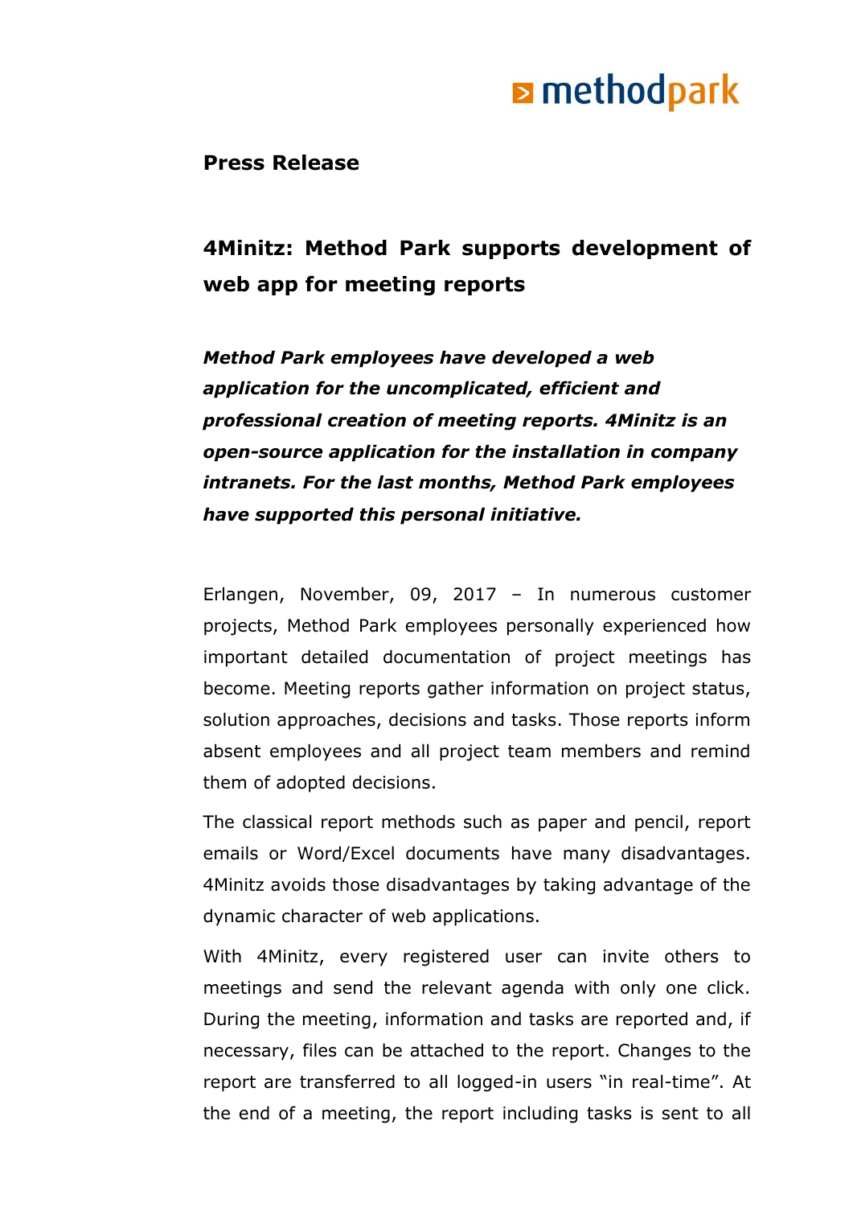**Press Release**

## 4Minitz: Method Park supports development of web app for meeting reports

***Method Park employees have developed a web application for the uncomplicated, efficient and professional creation of meeting reports. 4Minitz is an open-source application for the installation in company intranets. For the last months, Method Park employees have supported this personal initiative.***

Erlangen, November, 09, 2017 – In numerous customer projects, Method Park employees personally experienced how important detailed documentation of project meetings has become. Meeting reports gather information on project status, solution approaches, decisions and tasks. Those reports inform absent employees and all project team members and remind them of adopted decisions.

The classical report methods such as paper and pencil, report emails or Word/Excel documents have many disadvantages. 4Minitz avoids those disadvantages by taking advantage of the dynamic character of web applications.

With 4Minitz, every registered user can invite others to meetings and send the relevant agenda with only one click. During the meeting, information and tasks are reported and, if necessary, files can be attached to the report. Changes to the report are transferred to all logged-in users "in real-time". At the end of a meeting, the report including tasks is sent to all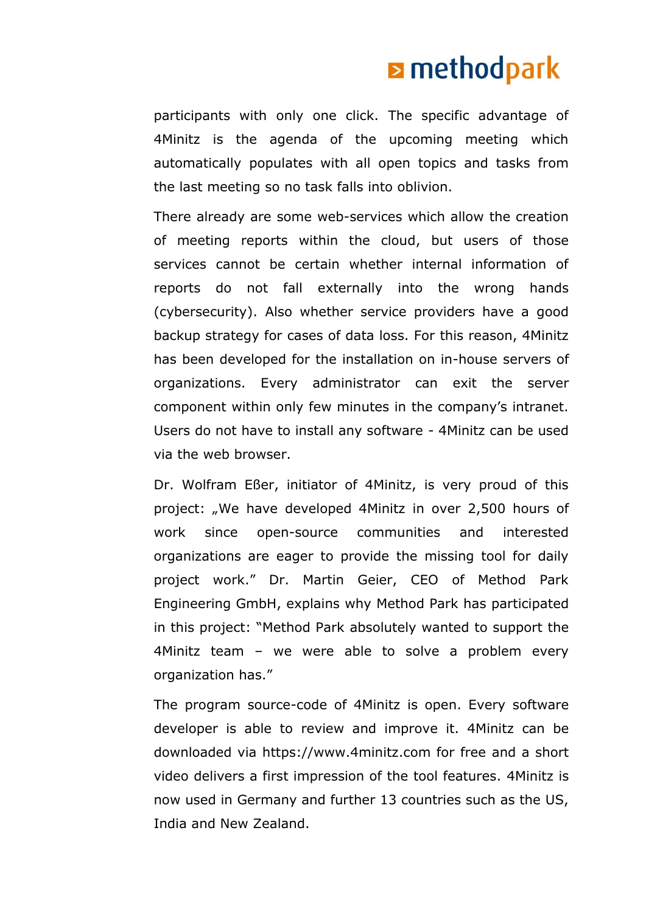participants with only one click. The specific advantage of 4Minitz is the agenda of the upcoming meeting which automatically populates with all open topics and tasks from the last meeting so no task falls into oblivion.

There already are some web-services which allow the creation of meeting reports within the cloud, but users of those services cannot be certain whether internal information of reports do not fall externally into the wrong hands (cybersecurity). Also whether service providers have a good backup strategy for cases of data loss. For this reason, 4Minitz has been developed for the installation on in-house servers of organizations. Every administrator can exit the server component within only few minutes in the company's intranet. Users do not have to install any software - 4Minitz can be used via the web browser.

Dr. Wolfram Eßer, initiator of 4Minitz, is very proud of this project: „We have developed 4Minitz in over 2,500 hours of work since open-source communities and interested organizations are eager to provide the missing tool for daily project work." Dr. Martin Geier, CEO of Method Park Engineering GmbH, explains why Method Park has participated in this project: "Method Park absolutely wanted to support the 4Minitz team – we were able to solve a problem every organization has."

The program source-code of 4Minitz is open. Every software developer is able to review and improve it. 4Minitz can be downloaded via https://www.4minitz.com for free and a short video delivers a first impression of the tool features. 4Minitz is now used in Germany and further 13 countries such as the US, India and New Zealand.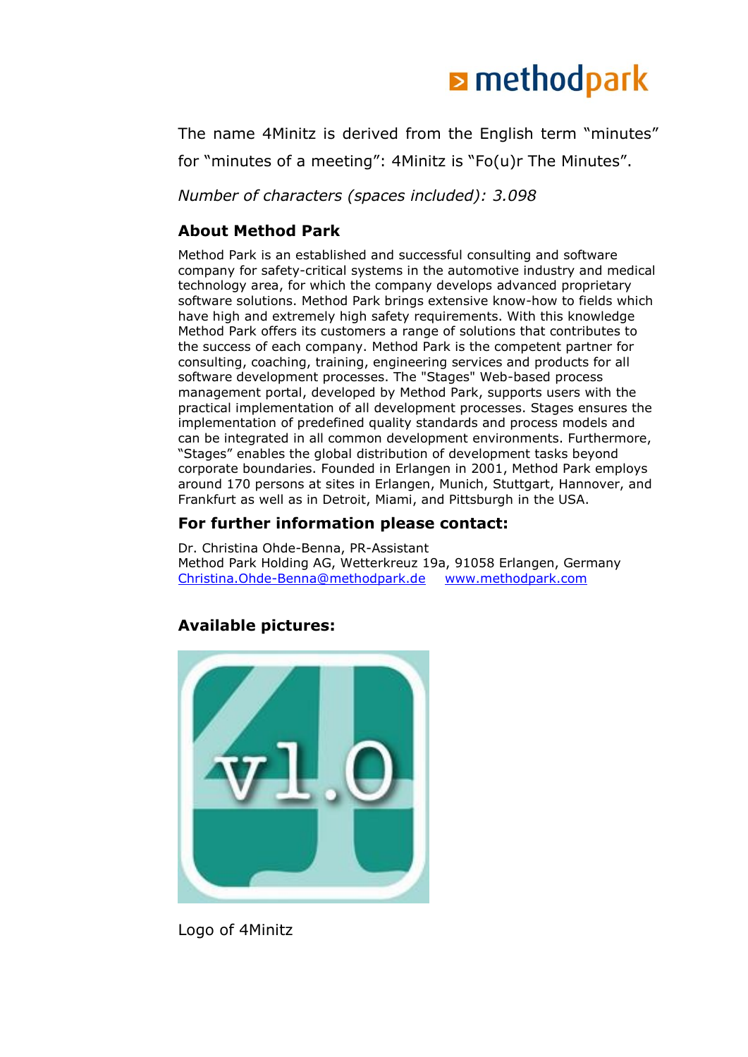The name 4Minitz is derived from the English term “minutes” for “minutes of a meeting”: 4Minitz is “Fo(u)r The Minutes”.

*Number of characters (spaces included): 3.098*

## About Method Park

Method Park is an established and successful consulting and software company for safety-critical systems in the automotive industry and medical technology area, for which the company develops advanced proprietary software solutions. Method Park brings extensive know-how to fields which have high and extremely high safety requirements. With this knowledge Method Park offers its customers a range of solutions that contributes to the success of each company. Method Park is the competent partner for consulting, coaching, training, engineering services and products for all software development processes. The "Stages" Web-based process management portal, developed by Method Park, supports users with the practical implementation of all development processes. Stages ensures the implementation of predefined quality standards and process models and can be integrated in all common development environments. Furthermore, “Stages” enables the global distribution of development tasks beyond corporate boundaries. Founded in Erlangen in 2001, Method Park employs around 170 persons at sites in Erlangen, Munich, Stuttgart, Hannover, and Frankfurt as well as in Detroit, Miami, and Pittsburgh in the USA.

## For further information please contact:

Dr. Christina Ohde-Benna, PR-Assistant
Method Park Holding AG, Wetterkreuz 19a, 91058 Erlangen, Germany
Christina.Ohde-Benna@methodpark.de www.methodpark.com

## Available pictures:

Logo of 4Minitz